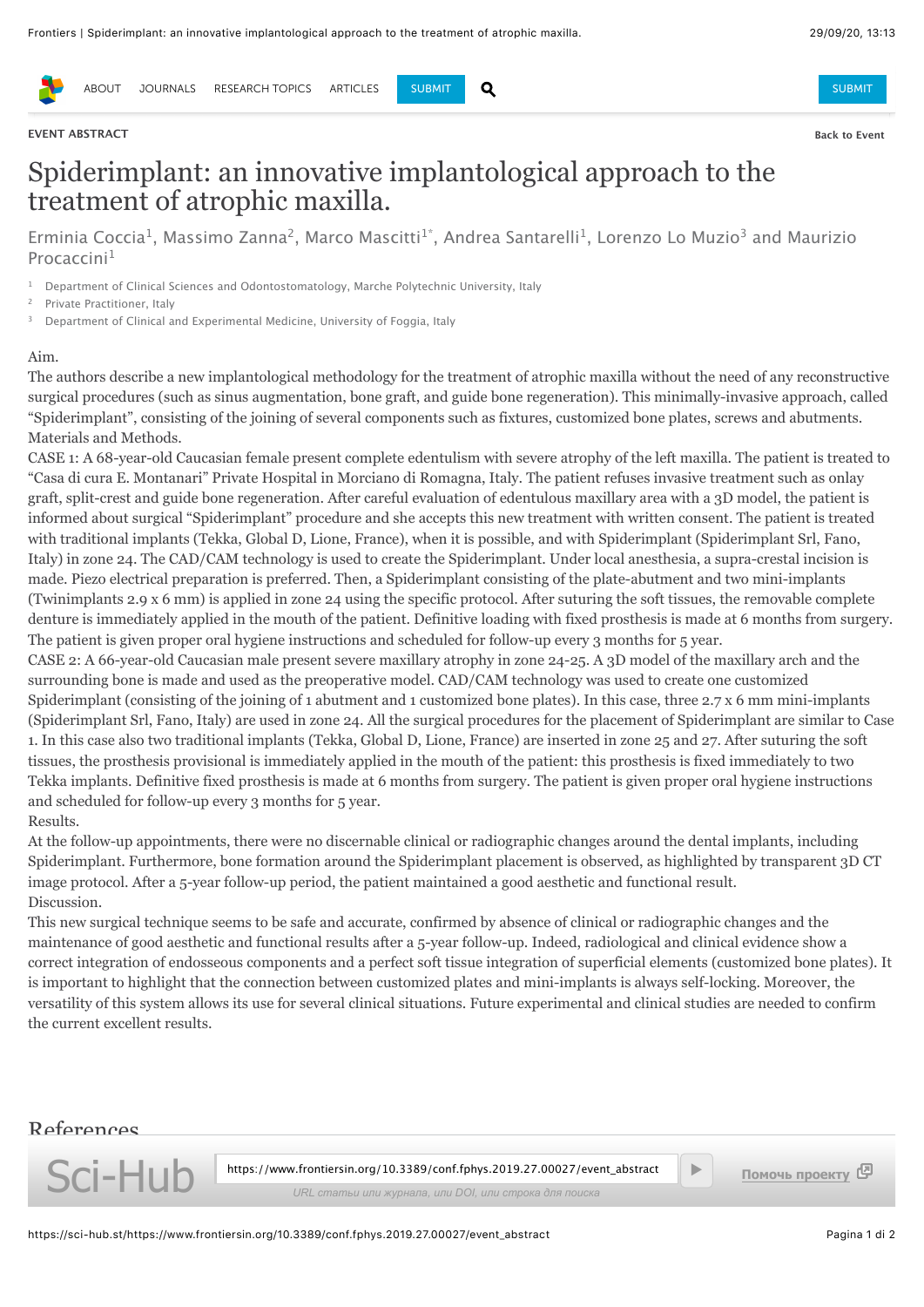EVENT ABSTRACT

# Spiderimplant: an innovative implantological approach to the treatment of atrophic maxilla.

Erminia Coccia[1], Massimo Zanna[2], Marco Mascitti[1*], Andrea Santarelli[1], Lorenzo Lo Muzio[3] and Maurizio Procaccini[1]

[1] Department of Clinical Sciences and Odontostomatology, Marche Polytechnic University, Italy
[2] Private Practitioner, Italy
[3] Department of Clinical and Experimental Medicine, University of Foggia, Italy

Aim.
The authors describe a new implantological methodology for the treatment of atrophic maxilla without the need of any reconstructive surgical procedures (such as sinus augmentation, bone graft, and guide bone regeneration). This minimally-invasive approach, called "Spiderimplant", consisting of the joining of several components such as fixtures, customized bone plates, screws and abutments.
Materials and Methods.
CASE 1: A 68-year-old Caucasian female present complete edentulism with severe atrophy of the left maxilla. The patient is treated to "Casa di cura E. Montanari" Private Hospital in Morciano di Romagna, Italy. The patient refuses invasive treatment such as onlay graft, split-crest and guide bone regeneration. After careful evaluation of edentulous maxillary area with a 3D model, the patient is informed about surgical "Spiderimplant" procedure and she accepts this new treatment with written consent. The patient is treated with traditional implants (Tekka, Global D, Lione, France), when it is possible, and with Spiderimplant (Spiderimplant Srl, Fano, Italy) in zone 24. The CAD/CAM technology is used to create the Spiderimplant. Under local anesthesia, a supra-crestal incision is made. Piezo electrical preparation is preferred. Then, a Spiderimplant consisting of the plate-abutment and two mini-implants (Twinimplants 2.9 x 6 mm) is applied in zone 24 using the specific protocol. After suturing the soft tissues, the removable complete denture is immediately applied in the mouth of the patient. Definitive loading with fixed prosthesis is made at 6 months from surgery. The patient is given proper oral hygiene instructions and scheduled for follow-up every 3 months for 5 year.
CASE 2: A 66-year-old Caucasian male present severe maxillary atrophy in zone 24-25. A 3D model of the maxillary arch and the surrounding bone is made and used as the preoperative model. CAD/CAM technology was used to create one customized Spiderimplant (consisting of the joining of 1 abutment and 1 customized bone plates). In this case, three 2.7 x 6 mm mini-implants (Spiderimplant Srl, Fano, Italy) are used in zone 24. All the surgical procedures for the placement of Spiderimplant are similar to Case 1. In this case also two traditional implants (Tekka, Global D, Lione, France) are inserted in zone 25 and 27. After suturing the soft tissues, the prosthesis provisional is immediately applied in the mouth of the patient: this prosthesis is fixed immediately to two Tekka implants. Definitive fixed prosthesis is made at 6 months from surgery. The patient is given proper oral hygiene instructions and scheduled for follow-up every 3 months for 5 year.
Results.
At the follow-up appointments, there were no discernable clinical or radiographic changes around the dental implants, including Spiderimplant. Furthermore, bone formation around the Spiderimplant placement is observed, as highlighted by transparent 3D CT image protocol. After a 5-year follow-up period, the patient maintained a good aesthetic and functional result.
Discussion.
This new surgical technique seems to be safe and accurate, confirmed by absence of clinical or radiographic changes and the maintenance of good aesthetic and functional results after a 5-year follow-up. Indeed, radiological and clinical evidence show a correct integration of endosseous components and a perfect soft tissue integration of superficial elements (customized bone plates). It is important to highlight that the connection between customized plates and mini-implants is always self-locking. Moreover, the versatility of this system allows its use for several clinical situations. Future experimental and clinical studies are needed to confirm the current excellent results.

## References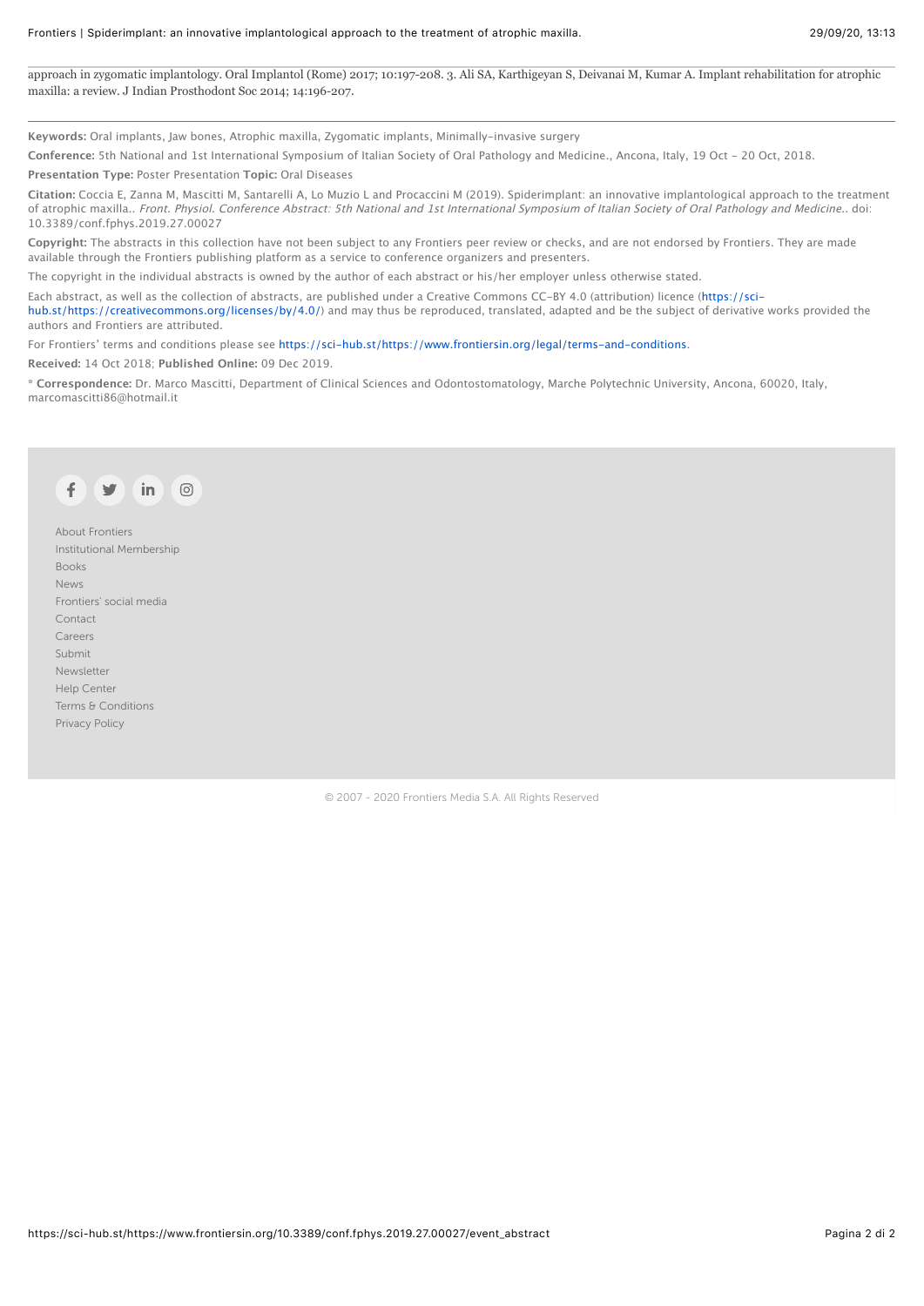approach in zygomatic implantology. Oral Implantol (Rome) 2017; 10:197-208. 3. Ali SA, Karthigeyan S, Deivanai M, Kumar A. Implant rehabilitation for atrophic maxilla: a review. J Indian Prosthodont Soc 2014; 14:196-207.

---

**Keywords:** Oral implants, Jaw bones, Atrophic maxilla, Zygomatic implants, Minimally-invasive surgery

**Conference:** 5th National and 1st International Symposium of Italian Society of Oral Pathology and Medicine., Ancona, Italy, 19 Oct - 20 Oct, 2018.

**Presentation Type:** Poster Presentation **Topic:** Oral Diseases

**Citation:** Coccia E, Zanna M, Mascitti M, Santarelli A, Lo Muzio L and Procaccini M (2019). Spiderimplant: an innovative implantological approach to the treatment of atrophic maxilla.. *Front. Physiol. Conference Abstract: 5th National and 1st International Symposium of Italian Society of Oral Pathology and Medicine.*. doi: 10.3389/conf.fphys.2019.27.00027

**Copyright:** The abstracts in this collection have not been subject to any Frontiers peer review or checks, and are not endorsed by Frontiers. They are made available through the Frontiers publishing platform as a service to conference organizers and presenters.

The copyright in the individual abstracts is owned by the author of each abstract or his/her employer unless otherwise stated.

Each abstract, as well as the collection of abstracts, are published under a Creative Commons CC-BY 4.0 (attribution) licence (https://sci-hub.st/https://creativecommons.org/licenses/by/4.0/) and may thus be reproduced, translated, adapted and be the subject of derivative works provided the authors and Frontiers are attributed.

For Frontiers' terms and conditions please see https://sci-hub.st/https://www.frontiersin.org/legal/terms-and-conditions.

**Received:** 14 Oct 2018; **Published Online:** 09 Dec 2019.

\* **Correspondence:** Dr. Marco Mascitti, Department of Clinical Sciences and Odontostomatology, Marche Polytechnic University, Ancona, 60020, Italy, marcomascitti86@hotmail.it

About Frontiers
Institutional Membership
Books
News
Frontiers' social media
Contact
Careers
Submit
Newsletter
Help Center
Terms & Conditions
Privacy Policy

© 2007 - 2020 Frontiers Media S.A. All Rights Reserved